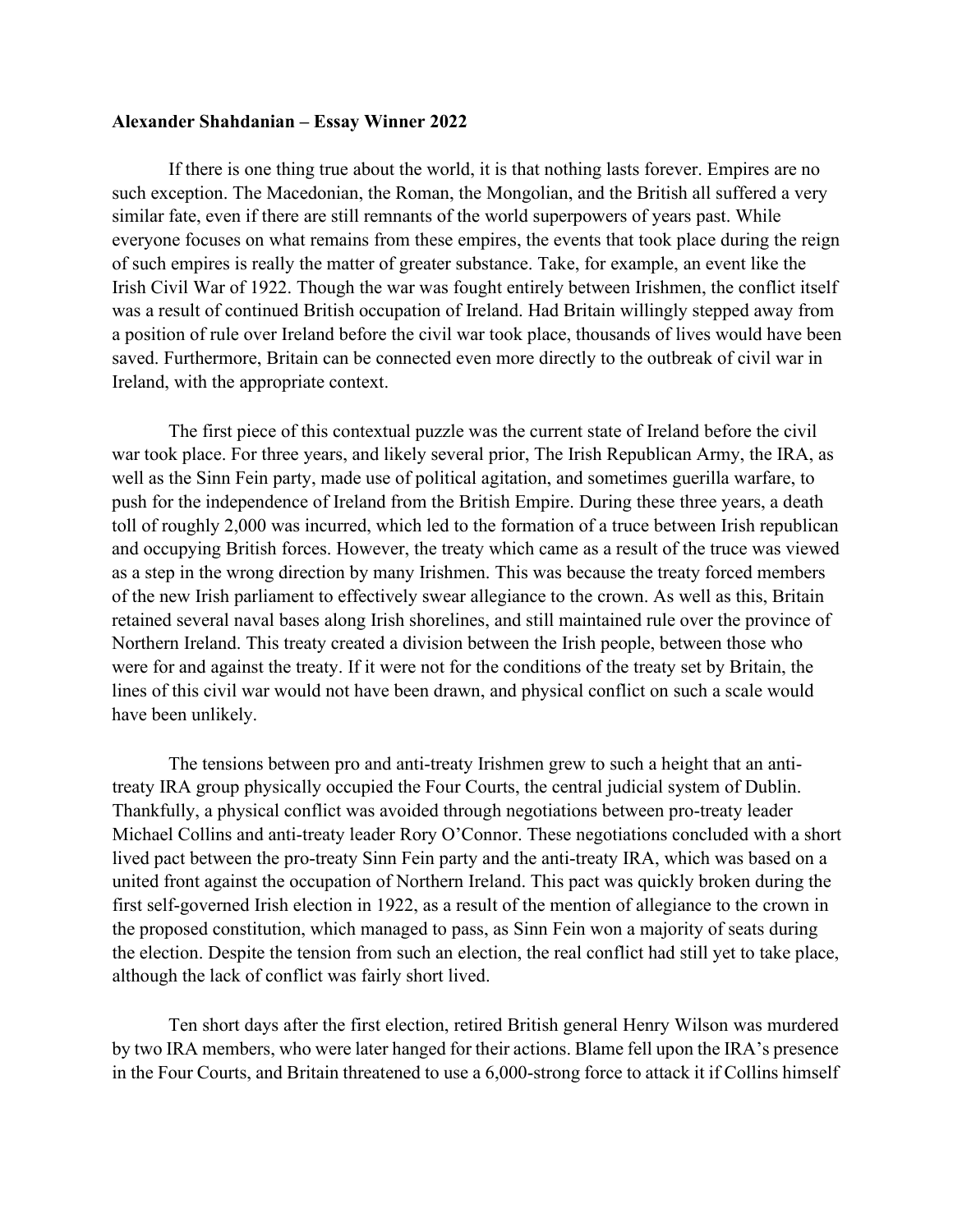**Alexander Shahdanian – Essay Winner 2022**

If there is one thing true about the world, it is that nothing lasts forever. Empires are no such exception. The Macedonian, the Roman, the Mongolian, and the British all suffered a very similar fate, even if there are still remnants of the world superpowers of years past. While everyone focuses on what remains from these empires, the events that took place during the reign of such empires is really the matter of greater substance. Take, for example, an event like the Irish Civil War of 1922. Though the war was fought entirely between Irishmen, the conflict itself was a result of continued British occupation of Ireland. Had Britain willingly stepped away from a position of rule over Ireland before the civil war took place, thousands of lives would have been saved. Furthermore, Britain can be connected even more directly to the outbreak of civil war in Ireland, with the appropriate context.

The first piece of this contextual puzzle was the current state of Ireland before the civil war took place. For three years, and likely several prior, The Irish Republican Army, the IRA, as well as the Sinn Fein party, made use of political agitation, and sometimes guerilla warfare, to push for the independence of Ireland from the British Empire. During these three years, a death toll of roughly 2,000 was incurred, which led to the formation of a truce between Irish republican and occupying British forces. However, the treaty which came as a result of the truce was viewed as a step in the wrong direction by many Irishmen. This was because the treaty forced members of the new Irish parliament to effectively swear allegiance to the crown. As well as this, Britain retained several naval bases along Irish shorelines, and still maintained rule over the province of Northern Ireland. This treaty created a division between the Irish people, between those who were for and against the treaty. If it were not for the conditions of the treaty set by Britain, the lines of this civil war would not have been drawn, and physical conflict on such a scale would have been unlikely.

The tensions between pro and anti-treaty Irishmen grew to such a height that an anti-treaty IRA group physically occupied the Four Courts, the central judicial system of Dublin. Thankfully, a physical conflict was avoided through negotiations between pro-treaty leader Michael Collins and anti-treaty leader Rory O'Connor. These negotiations concluded with a short lived pact between the pro-treaty Sinn Fein party and the anti-treaty IRA, which was based on a united front against the occupation of Northern Ireland. This pact was quickly broken during the first self-governed Irish election in 1922, as a result of the mention of allegiance to the crown in the proposed constitution, which managed to pass, as Sinn Fein won a majority of seats during the election. Despite the tension from such an election, the real conflict had still yet to take place, although the lack of conflict was fairly short lived.

Ten short days after the first election, retired British general Henry Wilson was murdered by two IRA members, who were later hanged for their actions. Blame fell upon the IRA's presence in the Four Courts, and Britain threatened to use a 6,000-strong force to attack it if Collins himself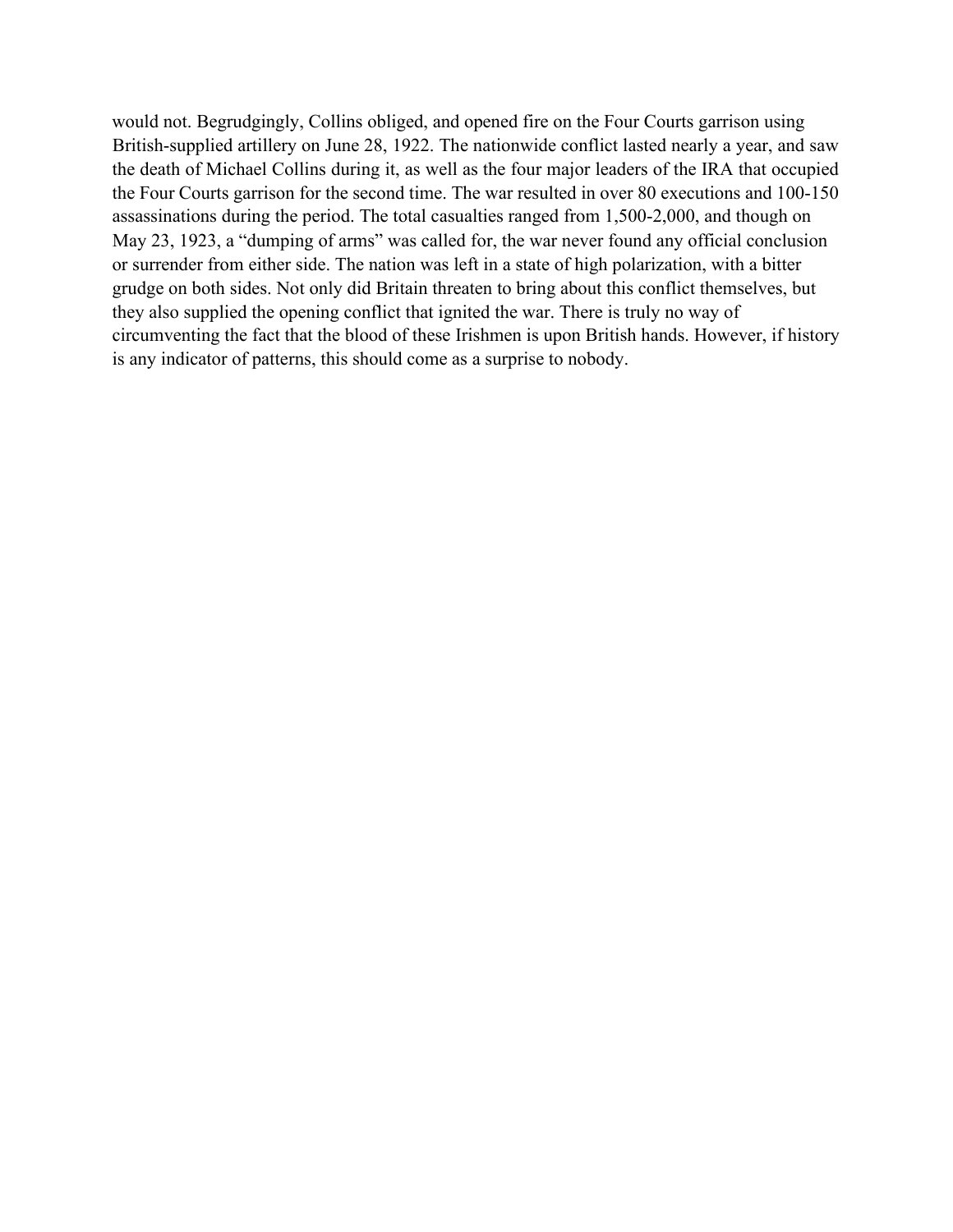would not. Begrudgingly, Collins obliged, and opened fire on the Four Courts garrison using British-supplied artillery on June 28, 1922. The nationwide conflict lasted nearly a year, and saw the death of Michael Collins during it, as well as the four major leaders of the IRA that occupied the Four Courts garrison for the second time. The war resulted in over 80 executions and 100-150 assassinations during the period. The total casualties ranged from 1,500-2,000, and though on May 23, 1923, a "dumping of arms" was called for, the war never found any official conclusion or surrender from either side. The nation was left in a state of high polarization, with a bitter grudge on both sides. Not only did Britain threaten to bring about this conflict themselves, but they also supplied the opening conflict that ignited the war. There is truly no way of circumventing the fact that the blood of these Irishmen is upon British hands. However, if history is any indicator of patterns, this should come as a surprise to nobody.